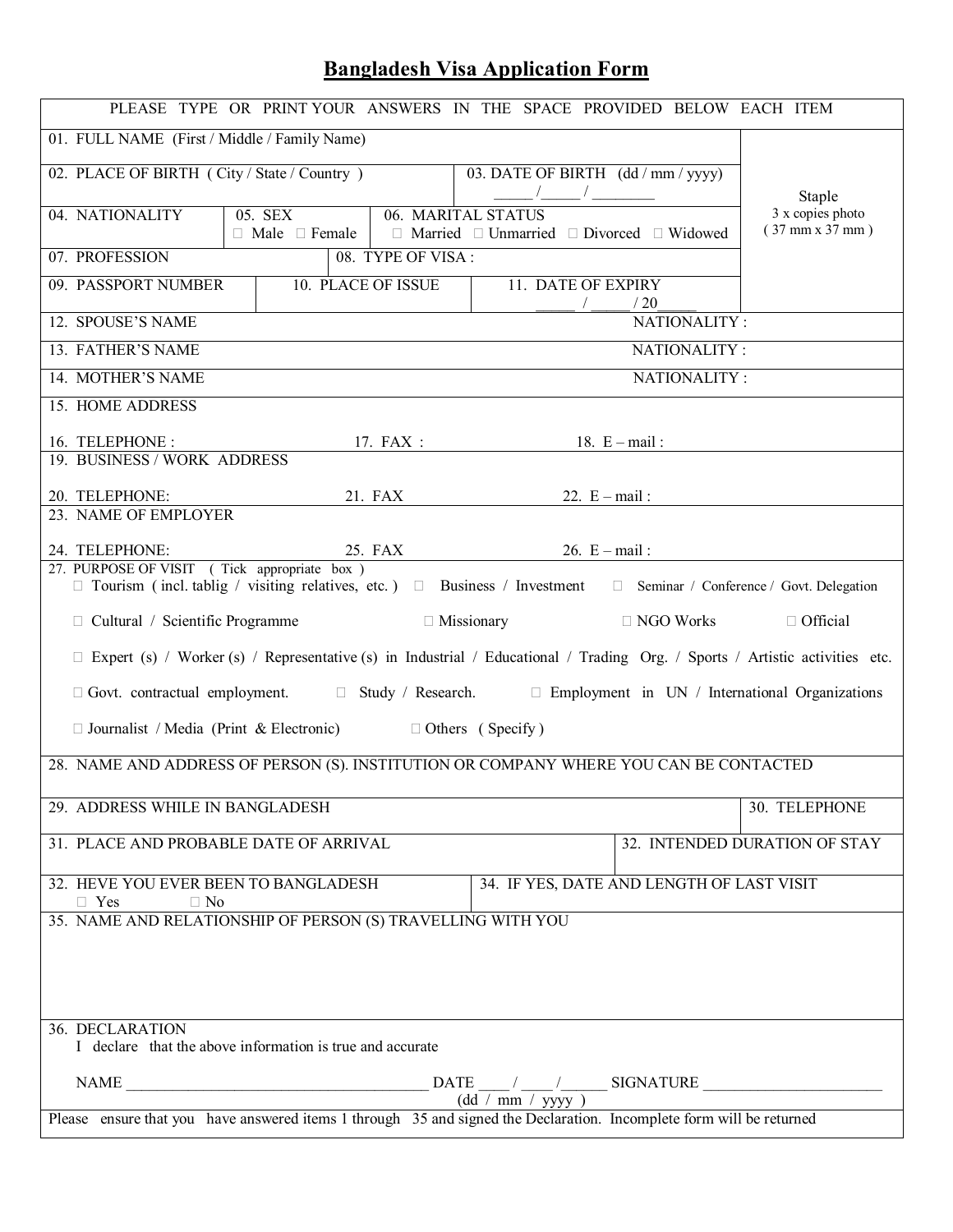# Bangladesh Visa Application Form

PLEASE TYPE OR PRINT YOUR ANSWERS IN THE SPACE PROVIDED BELOW EACH ITEM

| | | | |
|---|---|---|---|
| 01. FULL NAME (First / Middle / Family Name) | | | Staple 3 x copies photo ( 37 mm x 37 mm ) |
| 02. PLACE OF BIRTH ( City / State / Country ) | | 03. DATE OF BIRTH (dd / mm / yyyy) _____ / _____ / ________ | |
| 04. NATIONALITY | 05. SEX ☐ Male ☐ Female | 06. MARITAL STATUS ☐ Married ☐ Unmarried ☐ Divorced ☐ Widowed | |
| 07. PROFESSION | 08. TYPE OF VISA : | | |
| 09. PASSPORT NUMBER | 10. PLACE OF ISSUE | 11. DATE OF EXPIRY _____ / _____ / 20_____ | |

12. SPOUSE'S NAME NATIONALITY :

13. FATHER'S NAME NATIONALITY :

14. MOTHER'S NAME NATIONALITY :

15. HOME ADDRESS

16. TELEPHONE : 17. FAX : 18. E – mail :

19. BUSINESS / WORK ADDRESS

20. TELEPHONE: 21. FAX 22. E – mail :

23. NAME OF EMPLOYER

24. TELEPHONE: 25. FAX 26. E – mail :

27. PURPOSE OF VISIT ( Tick appropriate box )

☐ Tourism ( incl. tablig / visiting relatives, etc. ) ☐ Business / Investment ☐ Seminar / Conference / Govt. Delegation

☐ Cultural / Scientific Programme ☐ Missionary ☐ NGO Works ☐ Official

☐ Expert (s) / Worker (s) / Representative (s) in Industrial / Educational / Trading Org. / Sports / Artistic activities etc.

☐ Govt. contractual employment. ☐ Study / Research. ☐ Employment in UN / International Organizations

☐ Journalist / Media (Print & Electronic) ☐ Others ( Specify )

28. NAME AND ADDRESS OF PERSON (S). INSTITUTION OR COMPANY WHERE YOU CAN BE CONTACTED

| | |
|---|---|
| 29. ADDRESS WHILE IN BANGLADESH | 30. TELEPHONE |
| 31. PLACE AND PROBABLE DATE OF ARRIVAL | 32. INTENDED DURATION OF STAY |
| 32. HEVE YOU EVER BEEN TO BANGLADESH ☐ Yes ☐ No | 34. IF YES, DATE AND LENGTH OF LAST VISIT |

35. NAME AND RELATIONSHIP OF PERSON (S) TRAVELLING WITH YOU

36. DECLARATION

I declare that the above information is true and accurate

NAME ______________________________________ DATE ____ / ____ /______ SIGNATURE ______________________
(dd / mm / yyyy )

Please ensure that you have answered items 1 through 35 and signed the Declaration. Incomplete form will be returned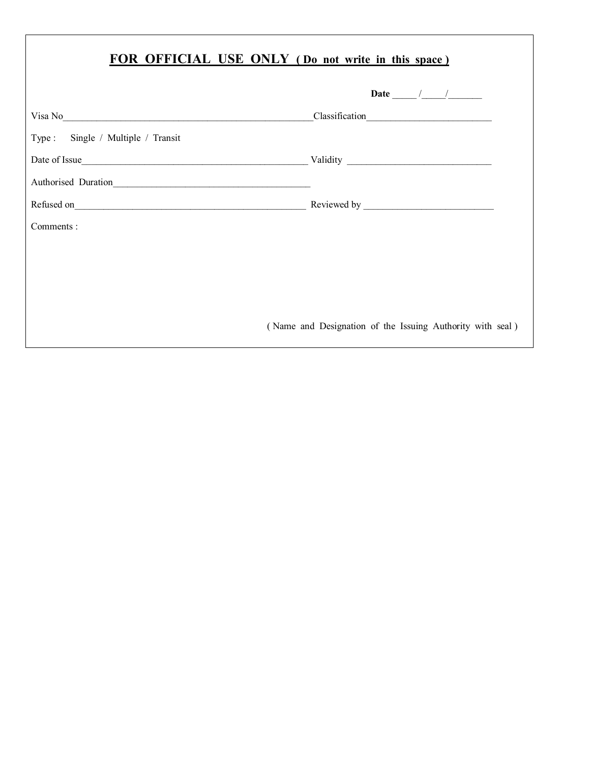## **FOR OFFICIAL USE ONLY** **( Do not write in this space )**

**Date** _____ /_____/_______

Visa No_____________________________________________________Classification__________________________

Type : Single / Multiple / Transit

Date of Issue________________________________________________ Validity ______________________________

Authorised Duration__________________________________________

Refused on_________________________________________________ Reviewed by ___________________________

Comments :

( Name and Designation of the Issuing Authority with seal )